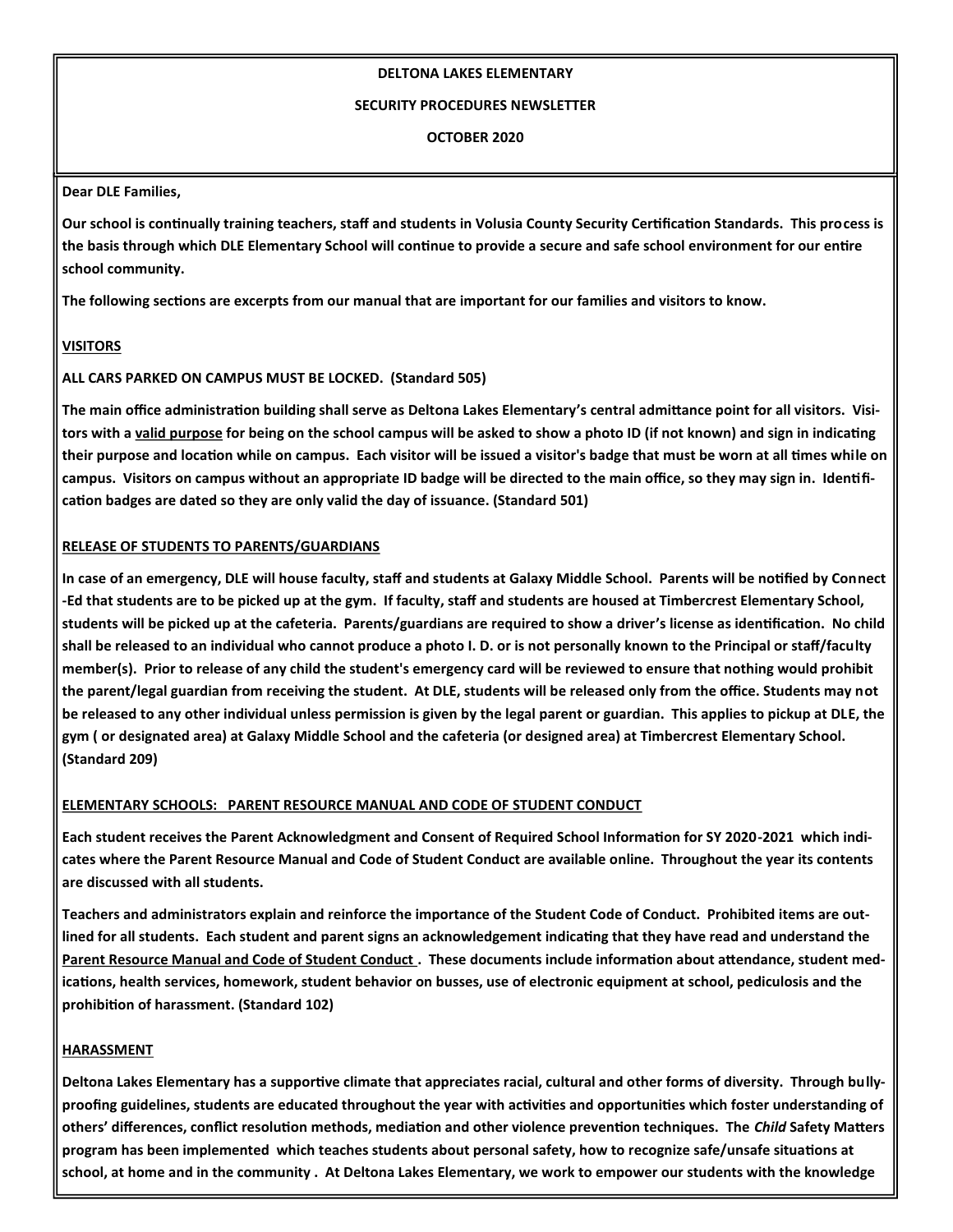**DELTONA LAKES ELEMENTARY**

**SECURITY PROCEDURES NEWSLETTER**

**OCTOBER 2020**

**Dear DLE Families,**

**Our school is continually training teachers, staff and students in Volusia County Security Certification Standards. This process is the basis through which DLE Elementary School will continue to provide a secure and safe school environment for our entire school community.**

**The following sections are excerpts from our manual that are important for our families and visitors to know.**

## VISITORS

**ALL CARS PARKED ON CAMPUS MUST BE LOCKED. (Standard 505)**

**The main office administration building shall serve as Deltona Lakes Elementary's central admittance point for all visitors. Visitors with a valid purpose for being on the school campus will be asked to show a photo ID (if not known) and sign in indicating their purpose and location while on campus. Each visitor will be issued a visitor's badge that must be worn at all times while on campus. Visitors on campus without an appropriate ID badge will be directed to the main office, so they may sign in. Identification badges are dated so they are only valid the day of issuance. (Standard 501)**

## RELEASE OF STUDENTS TO PARENTS/GUARDIANS

**In case of an emergency, DLE will house faculty, staff and students at Galaxy Middle School. Parents will be notified by Connect-Ed that students are to be picked up at the gym. If faculty, staff and students are housed at Timbercrest Elementary School, students will be picked up at the cafeteria. Parents/guardians are required to show a driver's license as identification. No child shall be released to an individual who cannot produce a photo I. D. or is not personally known to the Principal or staff/faculty member(s). Prior to release of any child the student's emergency card will be reviewed to ensure that nothing would prohibit the parent/legal guardian from receiving the student. At DLE, students will be released only from the office. Students may not be released to any other individual unless permission is given by the legal parent or guardian. This applies to pickup at DLE, the gym ( or designated area) at Galaxy Middle School and the cafeteria (or designed area) at Timbercrest Elementary School. (Standard 209)**

## ELEMENTARY SCHOOLS: PARENT RESOURCE MANUAL AND CODE OF STUDENT CONDUCT

**Each student receives the Parent Acknowledgment and Consent of Required School Information for SY 2020-2021 which indicates where the Parent Resource Manual and Code of Student Conduct are available online. Throughout the year its contents are discussed with all students.**

**Teachers and administrators explain and reinforce the importance of the Student Code of Conduct. Prohibited items are outlined for all students. Each student and parent signs an acknowledgement indicating that they have read and understand the Parent Resource Manual and Code of Student Conduct . These documents include information about attendance, student medications, health services, homework, student behavior on busses, use of electronic equipment at school, pediculosis and the prohibition of harassment. (Standard 102)**

## HARASSMENT

**Deltona Lakes Elementary has a supportive climate that appreciates racial, cultural and other forms of diversity. Through bully-proofing guidelines, students are educated throughout the year with activities and opportunities which foster understanding of others' differences, conflict resolution methods, mediation and other violence prevention techniques. The *Child* Safety Matters program has been implemented which teaches students about personal safety, how to recognize safe/unsafe situations at school, at home and in the community . At Deltona Lakes Elementary, we work to empower our students with the knowledge**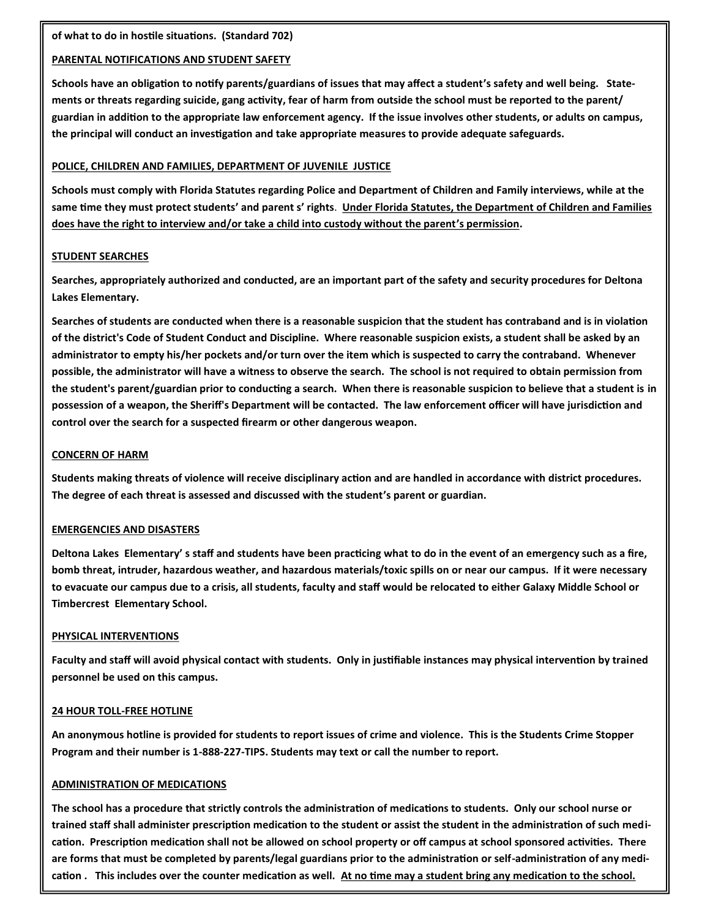**of what to do in hostile situations. (Standard 702)**

## PARENTAL NOTIFICATIONS AND STUDENT SAFETY

**Schools have an obligation to notify parents/guardians of issues that may affect a student's safety and well being. Statements or threats regarding suicide, gang activity, fear of harm from outside the school must be reported to the parent/ guardian in addition to the appropriate law enforcement agency. If the issue involves other students, or adults on campus, the principal will conduct an investigation and take appropriate measures to provide adequate safeguards.**

## POLICE, CHILDREN AND FAMILIES, DEPARTMENT OF JUVENILE JUSTICE

**Schools must comply with Florida Statutes regarding Police and Department of Children and Family interviews, while at the same time they must protect students' and parent s' rights. Under Florida Statutes, the Department of Children and Families does have the right to interview and/or take a child into custody without the parent's permission.**

## STUDENT SEARCHES

**Searches, appropriately authorized and conducted, are an important part of the safety and security procedures for Deltona Lakes Elementary.**

**Searches of students are conducted when there is a reasonable suspicion that the student has contraband and is in violation of the district's Code of Student Conduct and Discipline. Where reasonable suspicion exists, a student shall be asked by an administrator to empty his/her pockets and/or turn over the item which is suspected to carry the contraband. Whenever possible, the administrator will have a witness to observe the search. The school is not required to obtain permission from the student's parent/guardian prior to conducting a search. When there is reasonable suspicion to believe that a student is in possession of a weapon, the Sheriff's Department will be contacted. The law enforcement officer will have jurisdiction and control over the search for a suspected firearm or other dangerous weapon.**

## CONCERN OF HARM

**Students making threats of violence will receive disciplinary action and are handled in accordance with district procedures. The degree of each threat is assessed and discussed with the student's parent or guardian.**

## EMERGENCIES AND DISASTERS

**Deltona Lakes Elementary' s staff and students have been practicing what to do in the event of an emergency such as a fire, bomb threat, intruder, hazardous weather, and hazardous materials/toxic spills on or near our campus. If it were necessary to evacuate our campus due to a crisis, all students, faculty and staff would be relocated to either Galaxy Middle School or Timbercrest Elementary School.**

## PHYSICAL INTERVENTIONS

**Faculty and staff will avoid physical contact with students. Only in justifiable instances may physical intervention by trained personnel be used on this campus.**

## 24 HOUR TOLL-FREE HOTLINE

**An anonymous hotline is provided for students to report issues of crime and violence. This is the Students Crime Stopper Program and their number is 1-888-227-TIPS. Students may text or call the number to report.**

## ADMINISTRATION OF MEDICATIONS

**The school has a procedure that strictly controls the administration of medications to students. Only our school nurse or trained staff shall administer prescription medication to the student or assist the student in the administration of such medication. Prescription medication shall not be allowed on school property or off campus at school sponsored activities. There are forms that must be completed by parents/legal guardians prior to the administration or self-administration of any medication . This includes over the counter medication as well. At no time may a student bring any medication to the school.**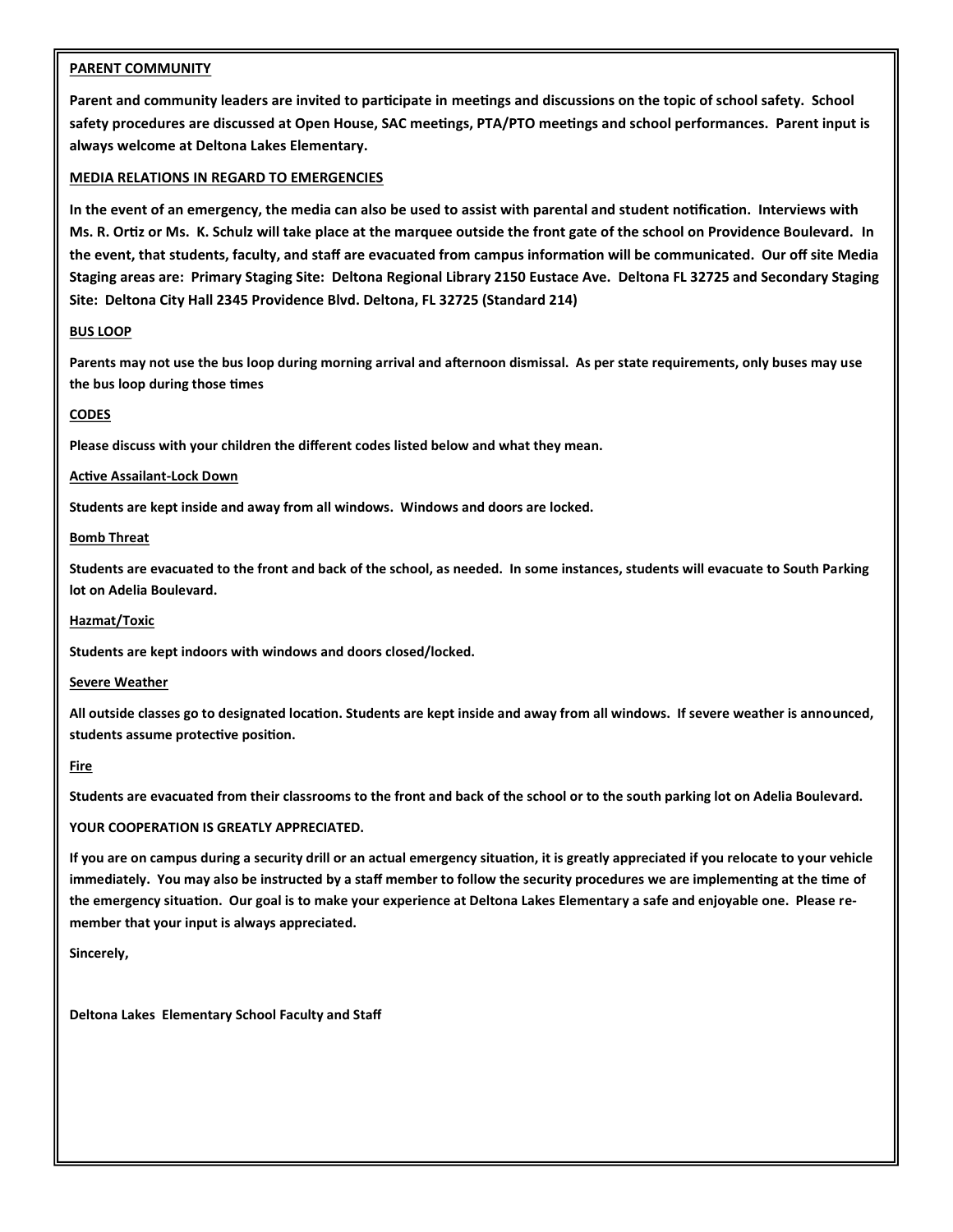**PARENT COMMUNITY**

**Parent and community leaders are invited to participate in meetings and discussions on the topic of school safety. School safety procedures are discussed at Open House, SAC meetings, PTA/PTO meetings and school performances. Parent input is always welcome at Deltona Lakes Elementary.**

**MEDIA RELATIONS IN REGARD TO EMERGENCIES**

**In the event of an emergency, the media can also be used to assist with parental and student notification. Interviews with Ms. R. Ortiz or Ms. K. Schulz will take place at the marquee outside the front gate of the school on Providence Boulevard. In the event, that students, faculty, and staff are evacuated from campus information will be communicated. Our off site Media Staging areas are: Primary Staging Site: Deltona Regional Library 2150 Eustace Ave. Deltona FL 32725 and Secondary Staging Site: Deltona City Hall 2345 Providence Blvd. Deltona, FL 32725 (Standard 214)**

**BUS LOOP**

**Parents may not use the bus loop during morning arrival and afternoon dismissal. As per state requirements, only buses may use the bus loop during those times**

**CODES**

**Please discuss with your children the different codes listed below and what they mean.**

**Active Assailant-Lock Down**

**Students are kept inside and away from all windows. Windows and doors are locked.**

**Bomb Threat**

**Students are evacuated to the front and back of the school, as needed. In some instances, students will evacuate to South Parking lot on Adelia Boulevard.**

**Hazmat/Toxic**

**Students are kept indoors with windows and doors closed/locked.**

**Severe Weather**

**All outside classes go to designated location. Students are kept inside and away from all windows. If severe weather is announced, students assume protective position.**

**Fire**

**Students are evacuated from their classrooms to the front and back of the school or to the south parking lot on Adelia Boulevard.**

**YOUR COOPERATION IS GREATLY APPRECIATED.**

**If you are on campus during a security drill or an actual emergency situation, it is greatly appreciated if you relocate to your vehicle immediately. You may also be instructed by a staff member to follow the security procedures we are implementing at the time of the emergency situation. Our goal is to make your experience at Deltona Lakes Elementary a safe and enjoyable one. Please remember that your input is always appreciated.**

**Sincerely,**

**Deltona Lakes Elementary School Faculty and Staff**